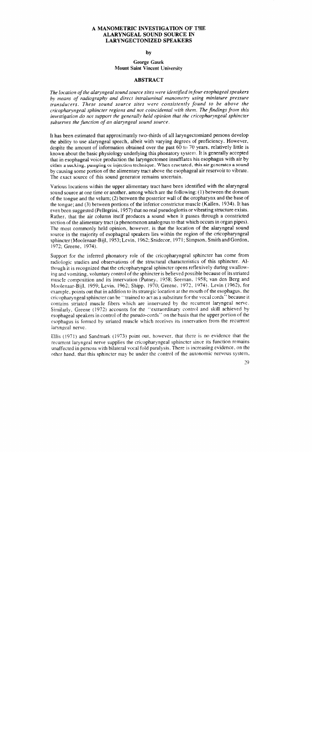# A MANOMETRIC INVESTIGATION OF THE ALARYNGEAL SOUND SOURCE IN LARYNGECTONIZED SPEAKERS

by

**George Gasek**
**Mount Saint Vincent University**

## ABSTRACT

*The location of the alaryngeal sound source sites were identified in four esophageal speakers by means of radiography and direct intraluminal manometry using miniature pressure transducers. These sound source sites were consistently found to be above the cricopharyngeal sphincter regions and not coincidental with them. The findings from this investigation do not support the generally held opinion that the cricopharyngeal sphincter subserves the function of an alaryngeal sound source.*

It has been estimated that approximately two-thirds of all laryngectomized persons develop the ability to use alaryngeal speech, albeit with varying degrees of proficiency. However, despite the amount of information obtained over the past 60 to 70 years, relatively little is known about the basic physiology underlying this phonatory system. It is generally accepted that in esophageal voice production the laryngectomee insufflates his esophagus with air by either a sucking, pumping or injection technique. When eructated, this air generates a sound by causing some portion of the alimentary tract above the esophageal air reservoir to vibrate. The exact source of this sound generator remains uncertain.

Various locations within the upper alimentary tract have been identified with the alaryngeal sound source at one time or another, among which are the following: (1) between the dorsum of the tongue and the velum; (2) between the posterior wall of the oropharynx and the base of the tongue; and (3) between portions of the inferior constrictor muscle (Kallen, 1934). It has even been suggested (Pellegrini, 1957) that no real pseudoglottis or vibrating structure exists. Rather, that the air column itself produces a sound when it passes through a constricted section of the alimentary tract (a phenomenon analogous to that which occurs in organ pipes). The most commonly held opinion, however, is that the location of the alaryngeal sound source in the majority of esophageal speakers lies within the region of the cricopharyngeal sphincter (Moolenaar-Bijl, 1953; Levin, 1962; Snidecor, 1971; Simpson, Smith and Gordon, 1972; Greene, 1974).

Support for the inferred phonatory role of the cricopharyngeal sphincter has come from radiologic studies and observations of the structural characteristics of this sphincter. Although it is recognized that the cricopharyngeal sphincter opens reflexively during swallowing and vomiting, voluntary control of the sphincter is believed possible because of its striated muscle composition and its innervation (Putney, 1958; Seeman, 1958; van den Berg and Moolenaar-Bijl, 1959; Levin, 1962; Shipp, 1970; Greene, 1972, 1974). Levin (1962), for example, points out that in addition to its strategic location at the mouth of the esophagus, the cricopharyngeal sphincter can be "trained to act as a substitute for the vocal cords" because it contains striated muscle fibers which are innervated by the recurrent laryngeal nerve. Similarly, Greene (1972) accounts for the "extraordinary control and skill achieved by esophageal speakers in control of the pseudo-cords" on the basis that the upper portion of the esophagus is formed by striated muscle which receives its innervation from the recurrent laryngeal nerve.

Ellis (1971) and Sandmark (1973) point out, however, that there is no evidence that the recurrent laryngeal nerve supplies the cricopharyngeal sphincter since its function remains unaffected in persons with bilateral vocal fold paralysis. There is increasing evidence, on the other hand, that this sphincter may be under the control of the autonomic nervous system,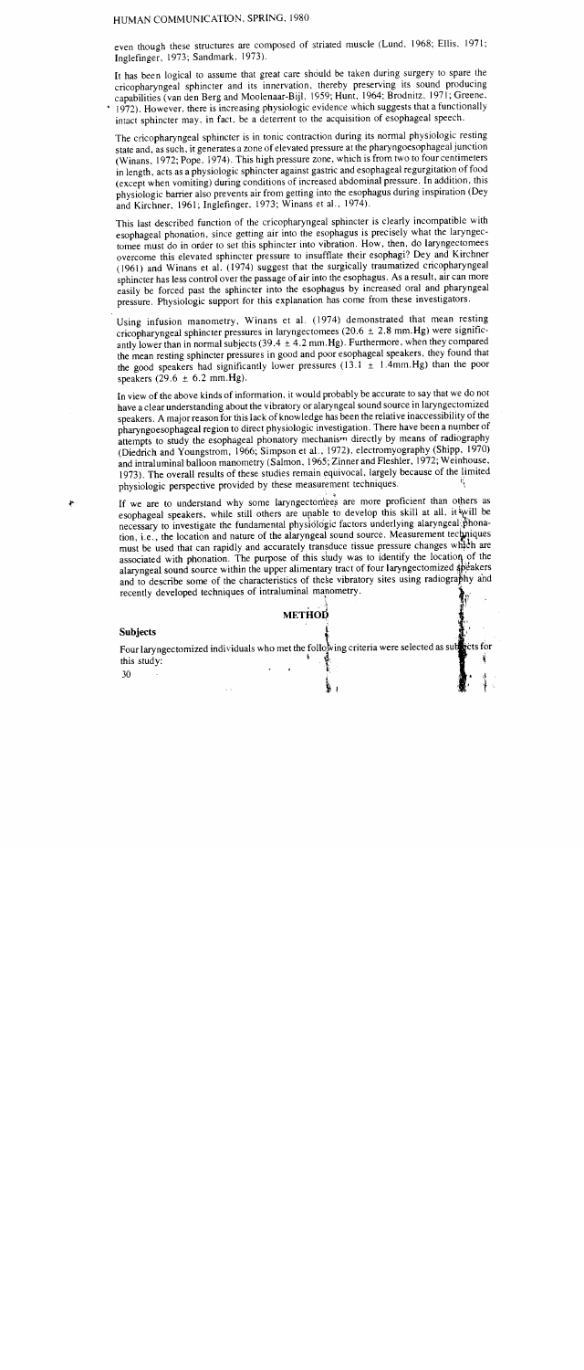even though these structures are composed of striated muscle (Lund, 1968; Ellis, 1971; Inglefinger, 1973; Sandmark, 1973).

It has been logical to assume that great care should be taken during surgery to spare the cricopharyngeal sphincter and its innervation, thereby preserving its sound producing capabilities (van den Berg and Moolenaar-Bijl, 1959; Hunt, 1964; Brodnitz, 1971; Greene, 1972). However, there is increasing physiologic evidence which suggests that a functionally intact sphincter may, in fact, be a deterrent to the acquisition of esophageal speech.

The cricopharyngeal sphincter is in tonic contraction during its normal physiologic resting state and, as such, it generates a zone of elevated pressure at the pharyngoesophageal junction (Winans, 1972; Pope, 1974). This high pressure zone, which is from two to four centimeters in length, acts as a physiologic sphincter against gastric and esophageal regurgitation of food (except when vomiting) during conditions of increased abdominal pressure. In addition, this physiologic barrier also prevents air from getting into the esophagus during inspiration (Dey and Kirchner, 1961; Inglefinger, 1973; Winans et al., 1974).

This last described function of the cricopharyngeal sphincter is clearly incompatible with esophageal phonation, since getting air into the esophagus is precisely what the laryngectomee must do in order to set this sphincter into vibration. How, then, do laryngectomees overcome this elevated sphincter pressure to insufflate their esophagi? Dey and Kirchner (1961) and Winans et al. (1974) suggest that the surgically traumatized cricopharyngeal sphincter has less control over the passage of air into the esophagus. As a result, air can more easily be forced past the sphincter into the esophagus by increased oral and pharyngeal pressure. Physiologic support for this explanation has come from these investigators.

Using infusion manometry, Winans et al. (1974) demonstrated that mean resting cricopharyngeal sphincter pressures in laryngectomees (20.6 ± 2.8 mm.Hg) were significantly lower than in normal subjects (39.4 ± 4.2 mm.Hg). Furthermore, when they compared the mean resting sphincter pressures in good and poor esophageal speakers, they found that the good speakers had significantly lower pressures (13.1 ± 1.4mm.Hg) than the poor speakers (29.6 ± 6.2 mm.Hg).

In view of the above kinds of information, it would probably be accurate to say that we do not have a clear understanding about the vibratory or alaryngeal sound source in laryngectomized speakers. A major reason for this lack of knowledge has been the relative inaccessibility of the pharyngoesophageal region to direct physiologic investigation. There have been a number of attempts to study the esophageal phonatory mechanism directly by means of radiography (Diedrich and Youngstrom, 1966; Simpson et al., 1972), electromyography (Shipp, 1970) and intraluminal balloon manometry (Salmon, 1965; Zinner and Fleshler, 1972; Weinhouse, 1973). The overall results of these studies remain equivocal, largely because of the limited physiologic perspective provided by these measurement techniques.

If we are to understand why some laryngectomees are more proficient than others as esophageal speakers, while still others are unable to develop this skill at all, it will be necessary to investigate the fundamental physiologic factors underlying alaryngeal phonation, i.e., the location and nature of the alaryngeal sound source. Measurement techniques must be used that can rapidly and accurately transduce tissue pressure changes which are associated with phonation. The purpose of this study was to identify the location of the alaryngeal sound source within the upper alimentary tract of four laryngectomized speakers and to describe some of the characteristics of these vibratory sites using radiography and recently developed techniques of intraluminal manometry.

## METHOD

### Subjects

Four laryngectomized individuals who met the following criteria were selected as subjects for this study: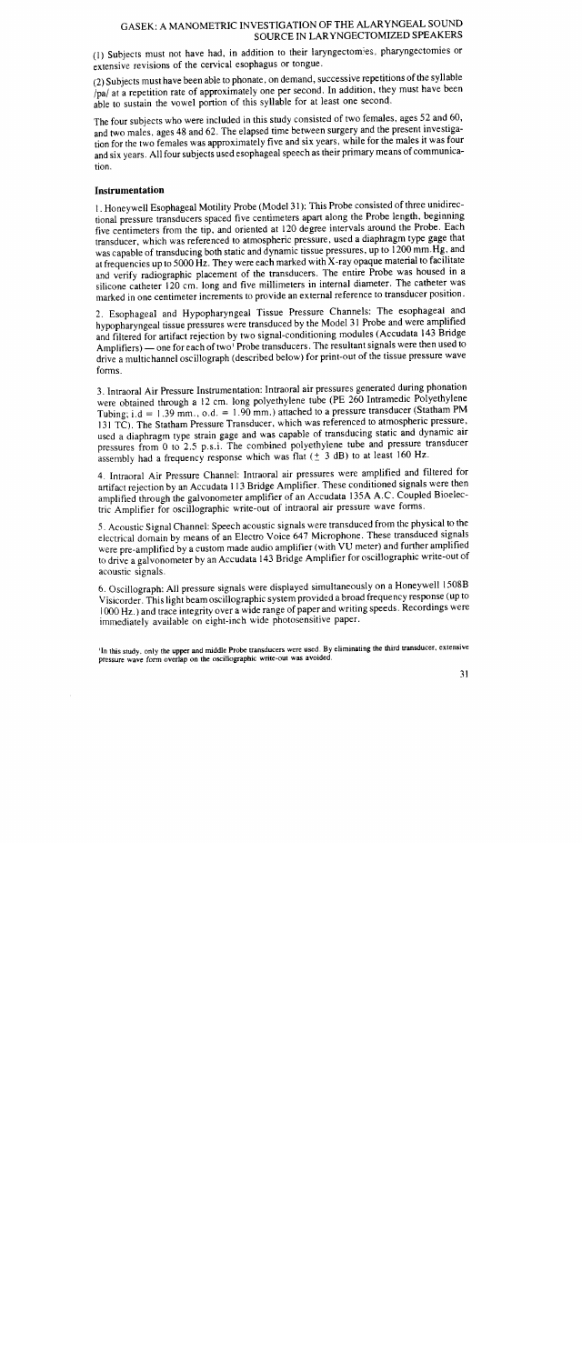(1) Subjects must not have had, in addition to their laryngectomies, pharyngectomies or extensive revisions of the cervical esophagus or tongue.

(2) Subjects must have been able to phonate, on demand, successive repetitions of the syllable /pa/ at a repetition rate of approximately one per second. In addition, they must have been able to sustain the vowel portion of this syllable for at least one second.

The four subjects who were included in this study consisted of two females, ages 52 and 60, and two males, ages 48 and 62. The elapsed time between surgery and the present investigation for the two females was approximately five and six years, while for the males it was four and six years. All four subjects used esophageal speech as their primary means of communication.

## Instrumentation

1. Honeywell Esophageal Motility Probe (Model 31): This Probe consisted of three unidirectional pressure transducers spaced five centimeters apart along the Probe length, beginning five centimeters from the tip, and oriented at 120 degree intervals around the Probe. Each transducer, which was referenced to atmospheric pressure, used a diaphragm type gage that was capable of transducing both static and dynamic tissue pressures, up to 1200 mm.Hg, and at frequencies up to 5000 Hz. They were each marked with X-ray opaque material to facilitate and verify radiographic placement of the transducers. The entire Probe was housed in a silicone catheter 120 cm. long and five millimeters in internal diameter. The catheter was marked in one centimeter increments to provide an external reference to transducer position.

2. Esophageal and Hypopharyngeal Tissue Pressure Channels: The esophageal and hypopharyngeal tissue pressures were transduced by the Model 31 Probe and were amplified and filtered for artifact rejection by two signal-conditioning modules (Accudata 143 Bridge Amplifiers) — one for each of two[1] Probe transducers. The resultant signals were then used to drive a multichannel oscillograph (described below) for print-out of the tissue pressure wave forms.

3. Intraoral Air Pressure Instrumentation: Intraoral air pressures generated during phonation were obtained through a 12 cm. long polyethylene tube (PE 260 Intramedic Polyethylene Tubing; i.d = 1.39 mm., o.d. = 1.90 mm.) attached to a pressure transducer (Statham PM 131 TC). The Statham Pressure Transducer, which was referenced to atmospheric pressure, used a diaphragm type strain gage and was capable of transducing static and dynamic air pressures from 0 to 2.5 p.s.i. The combined polyethylene tube and pressure transducer assembly had a frequency response which was flat ($\pm$ 3 dB) to at least 160 Hz.

4. Intraoral Air Pressure Channel: Intraoral air pressures were amplified and filtered for artifact rejection by an Accudata 113 Bridge Amplifier. These conditioned signals were then amplified through the galvonometer amplifier of an Accudata 135A A.C. Coupled Bioelectric Amplifier for oscillographic write-out of intraoral air pressure wave forms.

5. Acoustic Signal Channel: Speech acoustic signals were transduced from the physical to the electrical domain by means of an Electro Voice 647 Microphone. These transduced signals were pre-amplified by a custom made audio amplifier (with VU meter) and further amplified to drive a galvonometer by an Accudata 143 Bridge Amplifier for oscillographic write-out of acoustic signals.

6. Oscillograph: All pressure signals were displayed simultaneously on a Honeywell 1508B Visicorder. This light beam oscillographic system provided a broad frequency response (up to 1000 Hz.) and trace integrity over a wide range of paper and writing speeds. Recordings were immediately available on eight-inch wide photosensitive paper.

[1] In this study, only the upper and middle Probe transducers were used. By eliminating the third transducer, extensive pressure wave form overlap on the oscillographic write-out was avoided.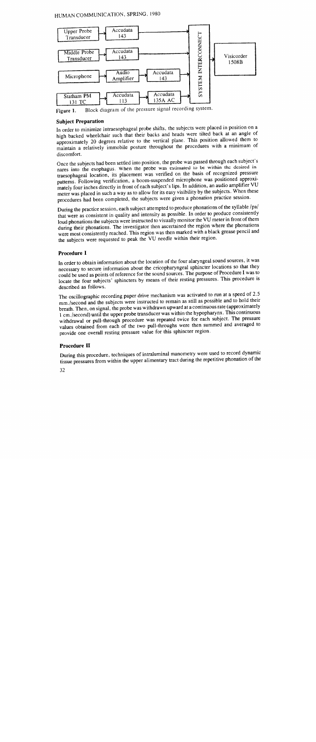Figure 1. Block diagram of the pressure signal recording system.

### Subject Preparation

In order to minimize intraesophageal probe shifts, the subjects were placed in position on a high backed wheelchair such that their backs and heads were tilted back at an angle of approximately 20 degrees relative to the vertical plane. This position allowed them to maintain a relatively immobile posture throughout the procedures with a minimum of discomfort.

Once the subjects had been settled into position, the probe was passed through each subject's nares into the esophagus. When the probe was estimated to be within the desired intraesophageal location, its placement was verified on the basis of recognized pressure patterns. Following verification, a boom-suspended microphone was positioned approximately four inches directly in front of each subject's lips. In addition, an audio amplifier VU meter was placed in such a way as to allow for its easy visibility by the subjects. When these procedures had been completed, the subjects were given a phonation practice session.

During the practice session, each subject attempted to produce phonations of the syllable /pa/ that were as consistent in quality and intensity as possible. In order to produce consistently loud phonations the subjects were instructed to visually monitor the VU meter in front of them during their phonations. The investigator then ascertained the region where the phonations were most consistently reached. This region was then marked with a black grease pencil and the subjects were requested to peak the VU needle within their region.

### Procedure I

In order to obtain information about the location of the four alaryngeal sound sources, it was necessary to secure information about the cricopharyngeal sphincter locations so that they could be used as points of reference for the sound sources. The purpose of Procedure I was to locate the four subjects' sphincters by means of their resting pressures. This procedure is described as follows.

The oscillographic recording paper drive mechanism was activated to run at a speed of 2.5 mm./second and the subjects were instructed to remain as still as possible and to hold their breath. Then, on signal, the probe was withdrawn upward at a continuous rate (approximately 1 cm./second) until the upper probe transducer was within the hypopharynx. This continuous withdrawal or pull-through procedure was repeated twice for each subject. The pressure values obtained from each of the two pull-throughs were then summed and averaged to provide one overall resting pressure value for this sphincter region.

### Procedure II

During this procedure, techniques of intraluminal manometry were used to record dynamic tissue pressures from within the upper alimentary tract during the repetitive phonation of the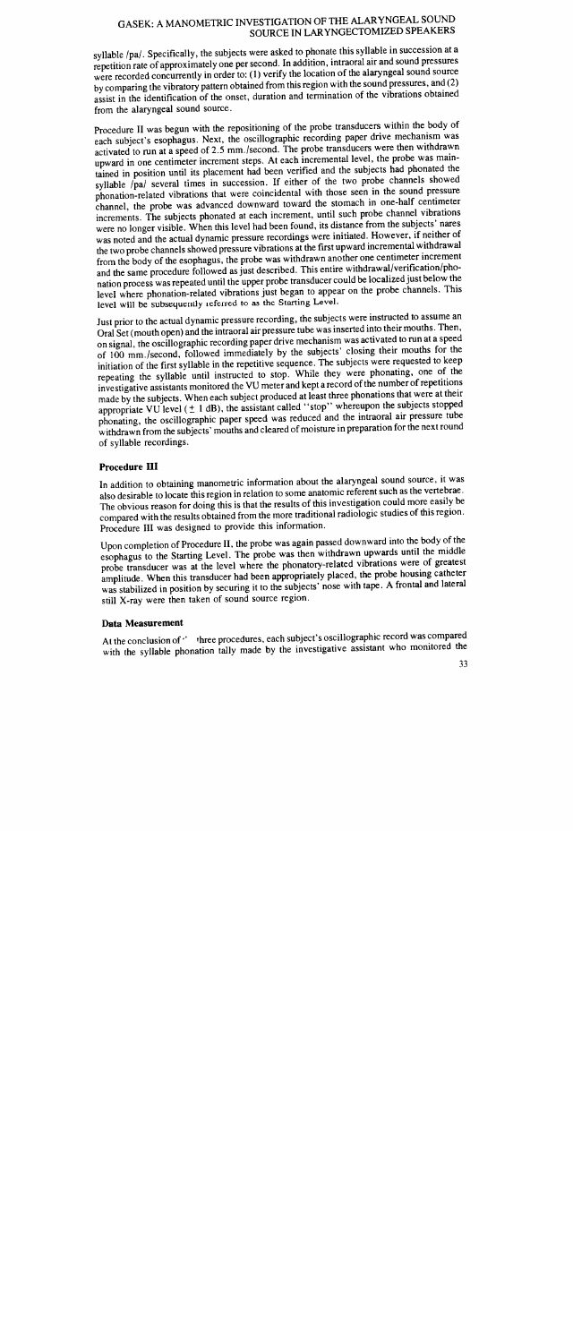syllable /pa/. Specifically, the subjects were asked to phonate this syllable in succession at a repetition rate of approximately one per second. In addition, intraoral air and sound pressures were recorded concurrently in order to: (1) verify the location of the alaryngeal sound source by comparing the vibratory pattern obtained from this region with the sound pressures, and (2) assist in the identification of the onset, duration and termination of the vibrations obtained from the alaryngeal sound source.

Procedure II was begun with the repositioning of the probe transducers within the body of each subject's esophagus. Next, the oscillographic recording paper drive mechanism was activated to run at a speed of 2.5 mm./second. The probe transducers were then withdrawn upward in one centimeter increment steps. At each incremental level, the probe was maintained in position until its placement had been verified and the subjects had phonated the syllable /pa/ several times in succession. If either of the two probe channels showed phonation-related vibrations that were coincidental with those seen in the sound pressure channel, the probe was advanced downward toward the stomach in one-half centimeter increments. The subjects phonated at each increment, until such probe channel vibrations were no longer visible. When this level had been found, its distance from the subjects' nares was noted and the actual dynamic pressure recordings were initiated. However, if neither of the two probe channels showed pressure vibrations at the first upward incremental withdrawal from the body of the esophagus, the probe was withdrawn another one centimeter increment and the same procedure followed as just described. This entire withdrawal/verification/phonation process was repeated until the upper probe transducer could be localized just below the level where phonation-related vibrations just began to appear on the probe channels. This level will be subsequently referred to as the Starting Level.

Just prior to the actual dynamic pressure recording, the subjects were instructed to assume an Oral Set (mouth open) and the intraoral air pressure tube was inserted into their mouths. Then, on signal, the oscillographic recording paper drive mechanism was activated to run at a speed of 100 mm./second, followed immediately by the subjects' closing their mouths for the initiation of the first syllable in the repetitive sequence. The subjects were requested to keep repeating the syllable until instructed to stop. While they were phonating, one of the investigative assistants monitored the VU meter and kept a record of the number of repetitions made by the subjects. When each subject produced at least three phonations that were at their appropriate VU level (± 1 dB), the assistant called "stop" whereupon the subjects stopped phonating, the oscillographic paper speed was reduced and the intraoral air pressure tube withdrawn from the subjects' mouths and cleared of moisture in preparation for the next round of syllable recordings.

## Procedure III

In addition to obtaining manometric information about the alaryngeal sound source, it was also desirable to locate this region in relation to some anatomic referent such as the vertebrae. The obvious reason for doing this is that the results of this investigation could more easily be compared with the results obtained from the more traditional radiologic studies of this region. Procedure III was designed to provide this information.

Upon completion of Procedure II, the probe was again passed downward into the body of the esophagus to the Starting Level. The probe was then withdrawn upwards until the middle probe transducer was at the level where the phonatory-related vibrations were of greatest amplitude. When this transducer had been appropriately placed, the probe housing catheter was stabilized in position by securing it to the subjects' nose with tape. A frontal and lateral still X-ray were then taken of sound source region.

## Data Measurement

At the conclusion of the three procedures, each subject's oscillographic record was compared with the syllable phonation tally made by the investigative assistant who monitored the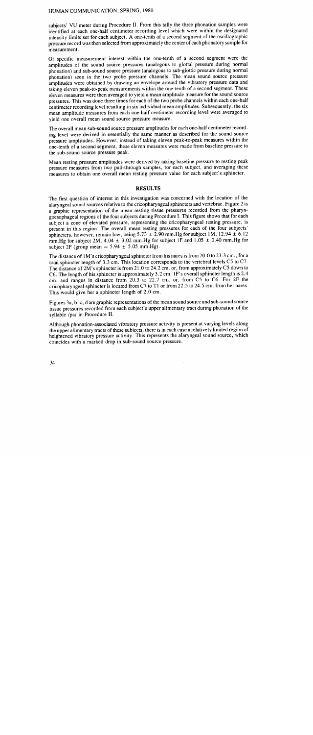subjects' VU meter during Procedure II. From this tally the three phonation samples were identified at each one-half centimeter recording level which were within the designated intensity limits set for each subject. A one-tenth of a second segment of the oscillographic pressure record was then selected from approximately the center of each phonatory sample for measurement.

Of specific measurement interest within the one-tenth of a second segment were the amplitudes of the sound source pressures (analogous to glottal pressure during normal phonation) and sub-sound source pressure (analogous to sub-glottic pressure during normal phonation) seen in the two probe pressure channels. The mean sound source pressure amplitudes were obtained by drawing an envelope around the vibratory pressure data and taking eleven peak-to-peak measurements within the one-tenth of a second segment. These eleven measures were then averaged to yield a mean amplitude measure for the sound source pressures. This was done three times for each of the two probe channels within each one-half centimeter recording level resulting in six individual mean amplitudes. Subsequently, the six mean amplitude measures from each one-half centimeter recording level were averaged to yield one overall mean sound source pressure measure.

The overall mean sub-sound source pressure amplitudes for each one-half centimeter recording level were derived in essentially the same manner as described for the sound source pressure amplitudes. However, instead of taking eleven peak-to-peak measures within the one-tenth of a second segment, these eleven measures were made from baseline pressure to the sub-sound source pressure peak.

Mean resting pressure amplitudes were derived by taking baseline pressure to resting peak pressure measures from two pull-through samples, for each subject, and averaging these measures to obtain one overall mean resting pressure value for each subject's sphincter.

## RESULTS

The first question of interest in this investigation was concerned with the location of the alaryngeal sound sources relative to the cricopharyngeal sphincters and vertebrae. Figure 2 is a graphic representation of the mean resting tissue pressures recorded from the pharyngoesophageal regions of the four subjects during Procedure I. This figure shows that for each subject a zone of elevated pressure, representing the cricopharyngeal resting pressure, is present in this region. The overall mean resting pressures for each of the four subjects' sphincters, however, remain low, being 5.73 ± 2.90 mm.Hg for subject 1M, 12.94 ± 6.12 mm.Hg for subject 2M, 4.04 ± 3.02 mm.Hg for subject 1F and 1.05 ± 0.40 mm.Hg for subject 2F (group mean = 5.94 ± 5.05 mm.Hg).

The distance of 1M's cricopharyngeal sphincter from his nares is from 20.0 to 23.3 cm., for a total sphincter length of 3.3 cm. This location corresponds to the vertebral levels C5 to C7. The distance of 2M's sphincter is from 21.0 to 24.2 cm. or, from approximately C5 down to C6. The length of his sphincter is approximately 3.2 cm. 1F's overall sphincter length is 2.4 cm. and ranges in distance from 20.3 to 22.7 cm. or, from C5 to C6. For 2F the cricopharyngeal sphincter is located from C7 to T1 or from 22.5 to 24.5 cm. from her nares. This would give her a sphincter length of 2.0 cm.

Figures 3a, b, c, d are graphic representations of the mean sound source and sub-sound source tissue pressures recorded from each subject's upper alimentary tract during phonation of the syllable /pa/ in Procedure II.

Although phonation-associated vibratory pressure activity is present at varying levels along the upper alimentary tracts of these subjects, there is in each case a relatively limited region of heightened vibratory pressure activity. This represents the alaryngeal sound source, which coincides with a marked drop in sub-sound source pressure.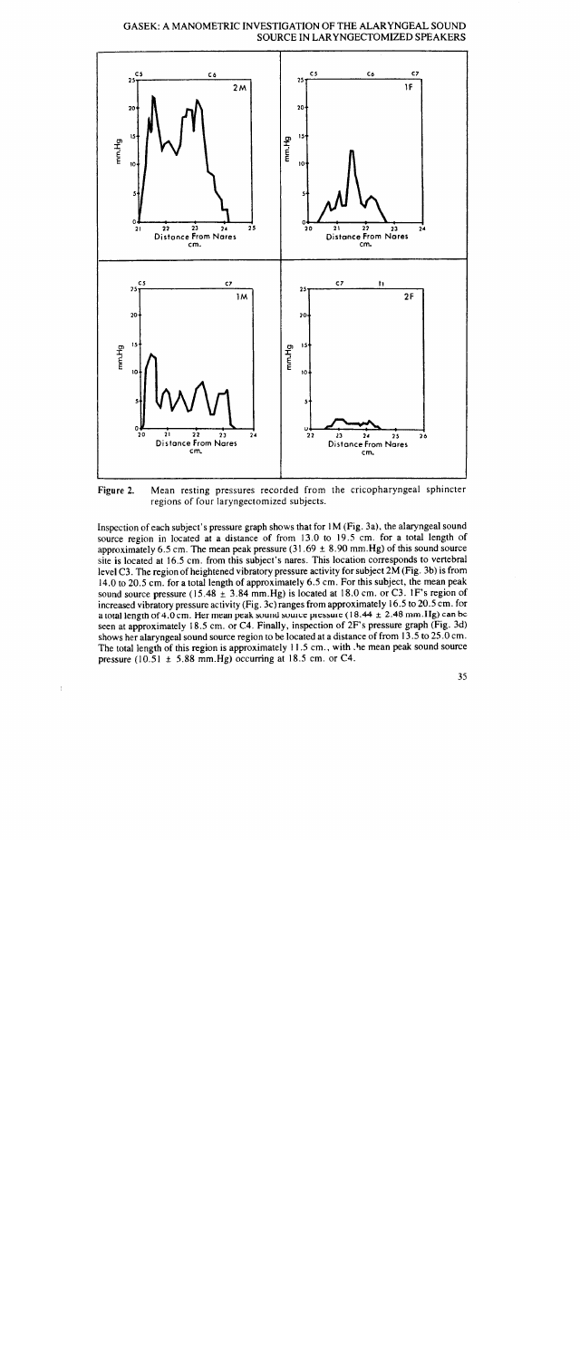Figure 2. Mean resting pressures recorded from the cricopharyngeal sphincter regions of four laryngectomized subjects.

Inspection of each subject's pressure graph shows that for 1M (Fig. 3a), the alaryngeal sound source region in located at a distance of from 13.0 to 19.5 cm. for a total length of approximately 6.5 cm. The mean peak pressure (31.69 ± 8.90 mm.Hg) of this sound source site is located at 16.5 cm. from this subject's nares. This location corresponds to vertebral level C3. The region of heightened vibratory pressure activity for subject 2M (Fig. 3b) is from 14.0 to 20.5 cm. for a total length of approximately 6.5 cm. For this subject, the mean peak sound source pressure (15.48 ± 3.84 mm.Hg) is located at 18.0 cm. or C3. 1F's region of increased vibratory pressure activity (Fig. 3c) ranges from approximately 16.5 to 20.5 cm. for a total length of 4.0 cm. Her mean peak sound source pressure (18.44 ± 2.48 mm.Hg) can be seen at approximately 18.5 cm. or C4. Finally, inspection of 2F's pressure graph (Fig. 3d) shows her alaryngeal sound source region to be located at a distance of from 13.5 to 25.0 cm. The total length of this region is approximately 11.5 cm., with the mean peak sound source pressure (10.51 ± 5.88 mm.Hg) occurring at 18.5 cm. or C4.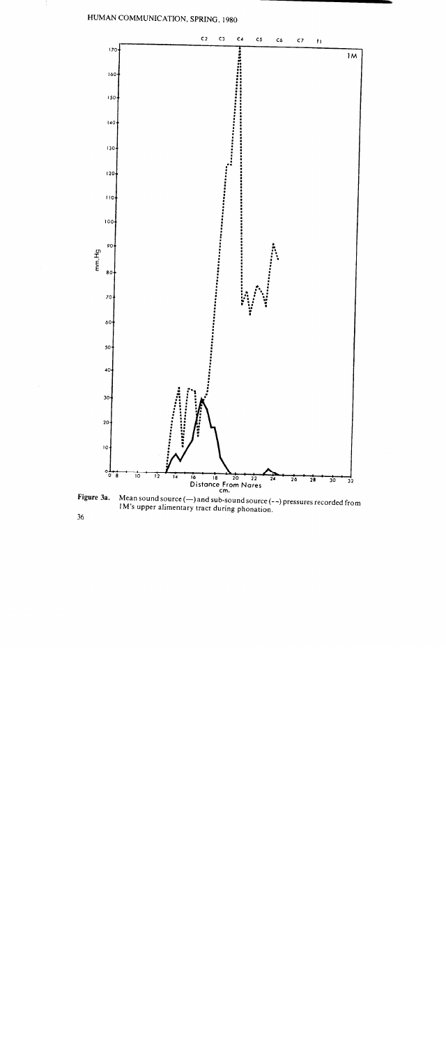**Figure 3a.** Mean sound source (—) and sub-sound source (- -) pressures recorded from IM's upper alimentary tract during phonation.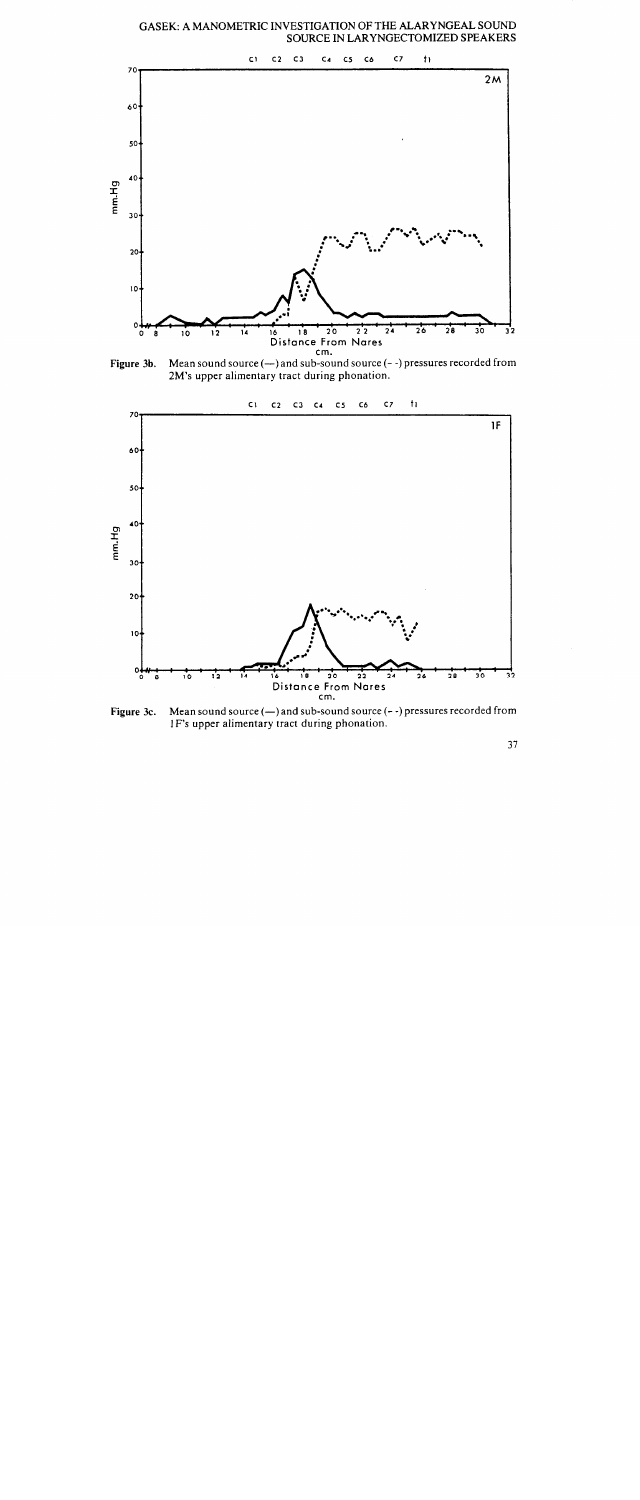**Figure 3b.** Mean sound source (—) and sub-sound source (- -) pressures recorded from 2M's upper alimentary tract during phonation.

**Figure 3c.** Mean sound source (—) and sub-sound source (- -) pressures recorded from 1F's upper alimentary tract during phonation.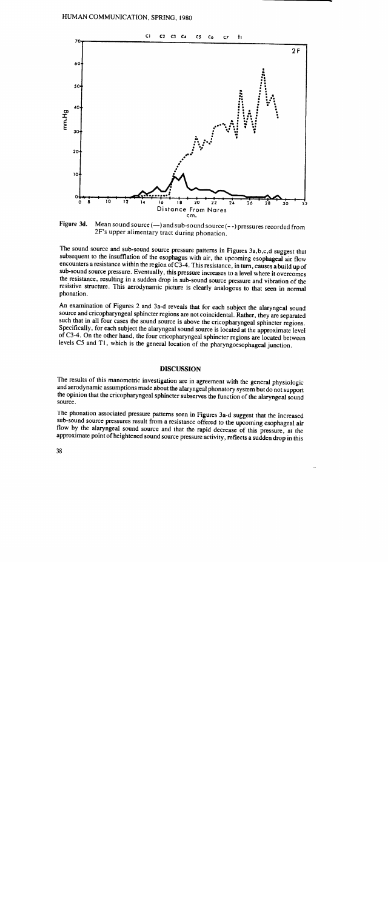Figure 3d. Mean sound source (—) and sub-sound source (- -) pressures recorded from 2F's upper alimentary tract during phonation.

The sound source and sub-sound source pressure patterns in Figures 3a,b,c,d suggest that subsequent to the insufflation of the esophagus with air, the upcoming esophageal air flow encounters a resistance within the region of C3-4. This resistance, in turn, causes a build up of sub-sound source pressure. Eventually, this pressure increases to a level where it overcomes the resistance, resulting in a sudden drop in sub-sound source pressure and vibration of the resistive structure. This aerodynamic picture is clearly analogous to that seen in normal phonation.

An examination of Figures 2 and 3a-d reveals that for each subject the alaryngeal sound source and cricopharyngeal sphincter regions are not coincidental. Rather, they are separated such that in all four cases the sound source is above the cricopharyngeal sphincter regions. Specifically, for each subject the alaryngeal sound source is located at the approximate level of C3-4. On the other hand, the four cricopharyngeal sphincter regions are located between levels C5 and T1, which is the general location of the pharyngoesophageal junction.

## DISCUSSION

The results of this manometric investigation are in agreement with the general physiologic and aerodynamic assumptions made about the alaryngeal phonatory system but do not support the opinion that the cricopharyngeal sphincter subserves the function of the alaryngeal sound source.

The phonation associated pressure patterns seen in Figures 3a-d suggest that the increased sub-sound source pressures result from a resistance offered to the upcoming esophageal air flow by the alaryngeal sound source and that the rapid decrease of this pressure, at the approximate point of heightened sound source pressure activity, reflects a sudden drop in this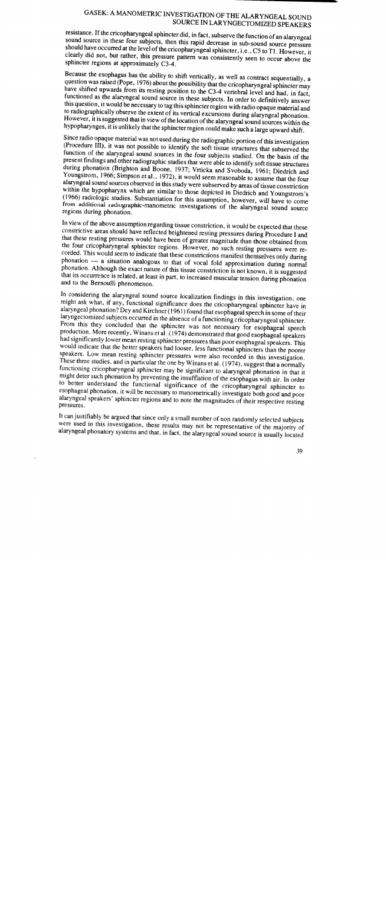resistance. If the cricopharyngeal sphincter did, in fact, subserve the function of an alaryngeal sound source in these four subjects, then this rapid decrease in sub-sound source pressure should have occurred at the level of the cricopharyngeal sphincter, i.e., C5 to T1. However, it clearly did not, but rather, this pressure pattern was consistently seen to occur above the sphincter regions at approximately C3-4.

Because the esophagus has the ability to shift vertically, as well as contract sequentially, a question was raised (Pope, 1976) about the possibility that the cricopharyngeal sphincter may have shifted upwards from its resting position to the C3-4 vertebral level and had, in fact, functioned as the alaryngeal sound source in these subjects. In order to definitively answer this question, it would be necessary to tag this sphincter region with radio opaque material and to radiographically observe the extent of its vertical excursions during alaryngeal phonation. However, it is suggested that in view of the location of the alaryngeal sound sources within the hypopharynges, it is unlikely that the sphincter region could make such a large upward shift.

Since radio opaque material was not used during the radiographic portion of this investigation (Procedure III), it was not possible to identify the soft tissue structures that subserved the function of the alaryngeal sound sources in the four subjects studied. On the basis of the present findings and other radiographic studies that were able to identify soft tissue structures during phonation (Brighton and Boone, 1937; Vrticka and Svoboda, 1961; Diedrich and Youngstrom, 1966; Simpson et al., 1972), it would seem reasonable to assume that the four alaryngeal sound sources observed in this study were subserved by areas of tissue constriction within the hypopharynx which are similar to those depicted in Diedrich and Youngstrom's (1966) radiologic studies. Substantiation for this assumption, however, will have to come from additional radiographic-manometric investigations of the alaryngeal sound source regions during phonation.

In view of the above assumption regarding tissue constriction, it would be expected that these constrictive areas should have reflected heightened resting pressures during Procedure I and that these resting pressures would have been of greater magnitude than those obtained from the four cricopharyngeal sphincter regions. However, no such resting pressures were recorded. This would seem to indicate that these constrictions manifest themselves only during phonation — a situation analogous to that of vocal fold approximation during normal phonation. Although the exact nature of this tissue constriction is not known, it is suggested that its occurrence is related, at least in part, to increased muscular tension during phonation and to the Bernoulli phenomenon.

In considering the alaryngeal sound source localization findings in this investigation, one might ask what, if any, functional significance does the cricopharyngeal sphincter have in alaryngeal phonation? Dey and Kirchner (1961) found that esophageal speech in some of their laryngectomized subjects occurred in the absence of a functioning cricopharyngeal sphincter. From this they concluded that the sphincter was not necessary for esophageal speech production. More recently, Winans et al. (1974) demonstrated that good esophageal speakers had significantly lower mean resting sphincter pressures than poor esophageal speakers. This would indicate that the better speakers had looser, less functional sphincters than the poorer speakers. Low mean resting sphincter pressures were also recorded in this investigation. These three studies, and in particular the one by Winans et al. (1974), suggest that a normally functioning cricopharyngeal sphincter may be significant to alaryngeal phonation in that it might deter such phonation by preventing the insufflation of the esophagus with air. In order to better understand the functional significance of the cricopharyngeal sphincter to esophageal phonation, it will be necessary to manometrically investigate both good and poor alaryngeal speakers' sphincter regions and to note the magnitudes of their respective resting pressures.

It can justifiably be argued that since only a small number of non randomly selected subjects were used in this investigation, these results may not be representative of the majority of alaryngeal phonatory systems and that, in fact, the alaryngeal sound source is usually located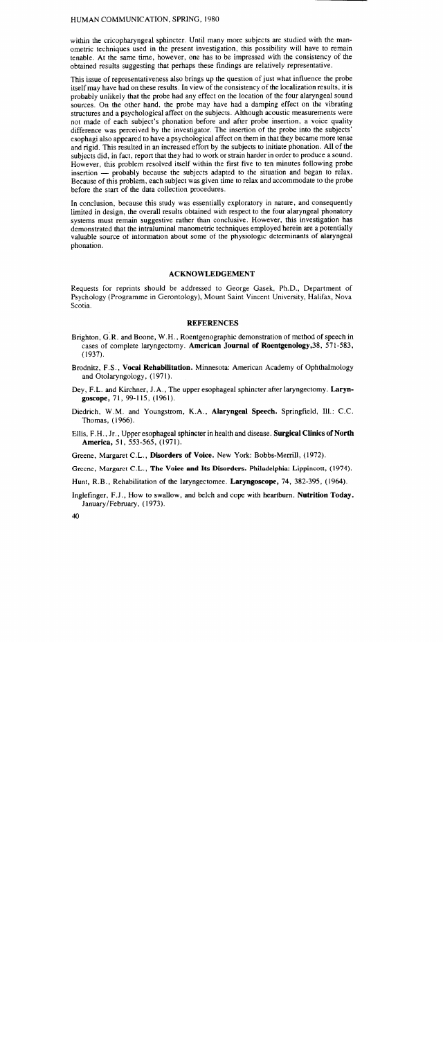within the cricopharyngeal sphincter. Until many more subjects are studied with the manometric techniques used in the present investigation, this possibility will have to remain tenable. At the same time, however, one has to be impressed with the consistency of the obtained results suggesting that perhaps these findings are relatively representative.

This issue of representativeness also brings up the question of just what influence the probe itself may have had on these results. In view of the consistency of the localization results, it is probably unlikely that the probe had any effect on the location of the four alaryngeal sound sources. On the other hand, the probe may have had a damping effect on the vibrating structures and a psychological affect on the subjects. Although acoustic measurements were not made of each subject's phonation before and after probe insertion, a voice quality difference was perceived by the investigator. The insertion of the probe into the subjects' esophagi also appeared to have a psychological affect on them in that they became more tense and rigid. This resulted in an increased effort by the subjects to initiate phonation. All of the subjects did, in fact, report that they had to work or strain harder in order to produce a sound. However, this problem resolved itself within the first five to ten minutes following probe insertion — probably because the subjects adapted to the situation and began to relax. Because of this problem, each subject was given time to relax and accommodate to the probe before the start of the data collection procedures.

In conclusion, because this study was essentially exploratory in nature, and consequently limited in design, the overall results obtained with respect to the four alaryngeal phonatory systems must remain suggestive rather than conclusive. However, this investigation has demonstrated that the intraluminal manometric techniques employed herein are a potentially valuable source of information about some of the physiologic determinants of alaryngeal phonation.

## ACKNOWLEDGEMENT

Requests for reprints should be addressed to George Gasek, Ph.D., Department of Psychology (Programme in Gerontology), Mount Saint Vincent University, Halifax, Nova Scotia.

## REFERENCES

Brighton, G.R. and Boone, W.H., Roentgenographic demonstration of method of speech in cases of complete laryngectomy. **American Journal of Roentgenology**,38, 571-583, (1937).

Brodnitz, F.S., **Vocal Rehabilitation.** Minnesota: American Academy of Ophthalmology and Otolaryngology, (1971).

Dey, F.L. and Kirchner, J.A., The upper esophageal sphincter after laryngectomy. **Laryngoscope,** 71, 99-115, (1961).

Diedrich, W.M. and Youngstrom, K.A., **Alaryngeal Speech.** Springfield, Ill.: C.C. Thomas, (1966).

Ellis, F.H., Jr., Upper esophageal sphincter in health and disease. **Surgical Clinics of North America,** 51, 553-565, (1971).

Greene, Margaret C.L., **Disorders of Voice.** New York: Bobbs-Merrill, (1972).

Greene, Margaret C.L., **The Voice and Its Disorders.** Philadelphia: Lippincott, (1974).

Hunt, R.B., Rehabilitation of the laryngectomee. **Laryngoscope,** 74, 382-395, (1964).

Inglefinger, F.J., How to swallow, and belch and cope with heartburn. **Nutrition Today.** January/February, (1973).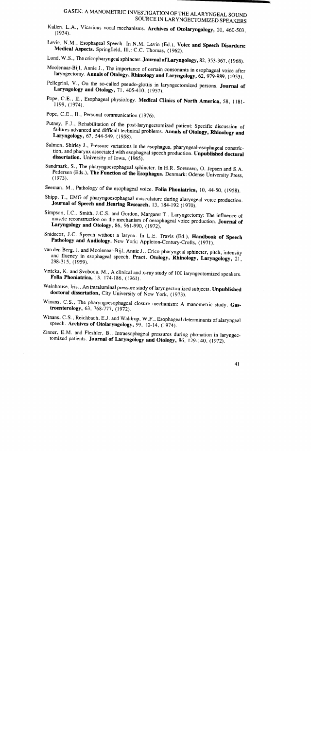Kallen, L.A., Vicarious vocal mechanisms. **Archives of Otolaryngology**, 20, 460-503, (1934).

Levin, N.M., Esophageal Speech. In N.M. Levin (Ed.), **Voice and Speech Disorders: Medical Aspects.** Springfield, Ill.: C.C. Thomas, (1962).

Lund, W.S., The cricopharyngeal sphincter. **Journal of Laryngology**, 82, 353-367, (1968).

Moolenaar-Bijl, Annie J., The importance of certain consonants in esophageal voice after laryngectomy. **Annals of Otology, Rhinology and Laryngology**, 62, 979-989, (1953).

Pellegrini, V., On the so-called pseudo-glottis in laryngectomized persons. **Journal of Laryngology and Otology**, 71, 405-410, (1957).

Pope, C.E., II., Esophageal physiology. **Medical Clinics of North America**, 58, 1181-1199, (1974).

Pope, C.E., II., Personal communication (1976).

Putney, F.J., Rehabilitation of the post-laryngectomized patient: Specific discussion of failures advanced and difficult technical problems. **Annals of Otology, Rhinology and Laryngology**, 67, 544-549, (1958).

Salmon, Shirley J., Pressure variations in the esophagus, pharyngeal-esophageal constriction, and pharynx associated with esophageal speech production. **Unpublished doctoral dissertation.** University of Iowa, (1965).

Sandmark, S., The pharyngoesophageal sphincter. In H.R. Sorensen, O. Jepsen and S.A. Pedersen (Eds.), **The Function of the Esophagus.** Denmark: Odense University Press, (1973).

Seeman, M., Pathology of the esophageal voice. **Folia Phoniatrica**, 10, 44-50, (1958).

Shipp, T., EMG of pharyngoesophageal musculature during alaryngeal voice production. **Journal of Speech and Hearing Research**, 13, 184-192 (1970).

Simpson, I.C., Smith, J.C.S. and Gordon, Margaret T., Laryngectomy: The influence of muscle reconstruction on the mechanism of oesophageal voice production. **Journal of Laryngology and Otology**, 86, 961-990, (1972).

Snidecor, J.C. Speech without a larynx. In L.E. Travis (Ed.), **Handbook of Speech Pathology and Audiology.** New York: Appleton-Century-Crofts, (1971).

van den Berg, J. and Moolenaar-Bijl, Annie J., Crico-pharyngeal sphincter, pitch, intensity and fluency in esophageal speech. **Pract. Otology, Rhinology, Laryngology**, 21, 298-315, (1959).

Vrticka, K. and Svoboda, M., A clinical and x-ray study of 100 laryngectomized speakers. **Folia Phoniatrica**, 13, 174-186, (1961).

Weinhouse, Iris., An intraluminal pressure study of laryngectomized subjects. **Unpublished doctoral dissertation,** City University of New York, (1973).

Winans, C.S., The pharyngoesophageal closure mechanism: A manometric study. **Gastroenterology**, 63, 768-777, (1972).

Winans, C.S., Reichbach, E.J. and Waldrop, W.F., Esophageal determinants of alaryngeal speech. **Archives of Otolaryngology**, 99, 10-14, (1974).

Zinner, E.M. and Fleshler, B., Intraesophageal pressures during phonation in laryngectomized patients. **Journal of Laryngology and Otology**, 86, 129-140, (1972).